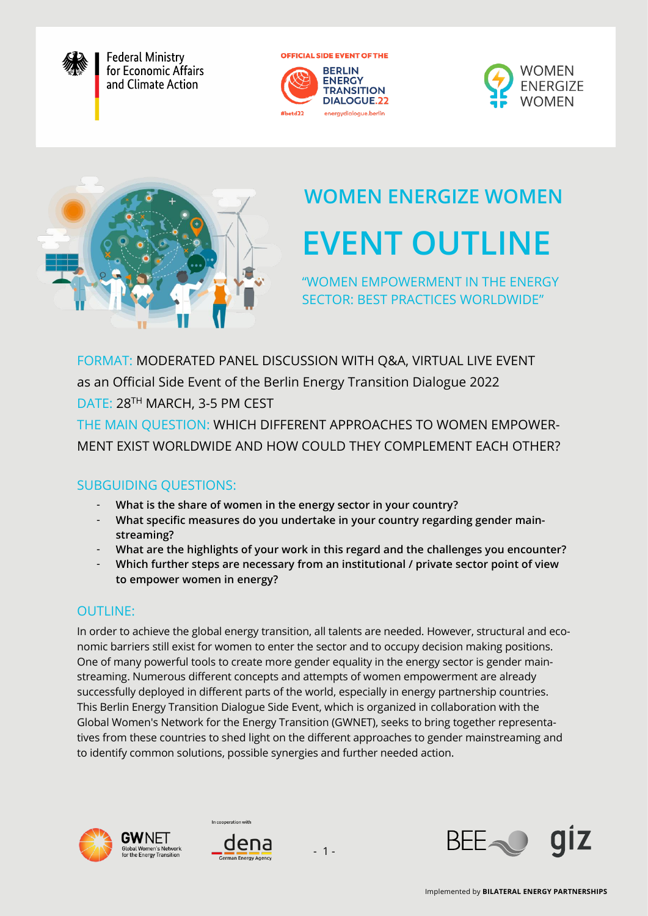Federal Ministry for Economic Affairs and Climate Action

OFFICIAL SIDE EVENT OF THE BERLIN ENERGY TRANSITION DIALOGUE.22

#betd22 energydialogue.berlin

WOMEN ENERGIZE WOMEN

# WOMEN ENERGIZE WOMEN

# EVENT OUTLINE

## "WOMEN EMPOWERMENT IN THE ENERGY SECTOR: BEST PRACTICES WORLDWIDE"

FORMAT: MODERATED PANEL DISCUSSION WITH Q&A, VIRTUAL LIVE EVENT as an Official Side Event of the Berlin Energy Transition Dialogue 2022

DATE: 28TH MARCH, 3-5 PM CEST

THE MAIN QUESTION: WHICH DIFFERENT APPROACHES TO WOMEN EMPOWERMENT EXIST WORLDWIDE AND HOW COULD THEY COMPLEMENT EACH OTHER?

## SUBGUIDING QUESTIONS:

- **What is the share of women in the energy sector in your country?**
- **What specific measures do you undertake in your country regarding gender mainstreaming?**
- **What are the highlights of your work in this regard and the challenges you encounter?**
- **Which further steps are necessary from an institutional / private sector point of view to empower women in energy?**

## OUTLINE:

In order to achieve the global energy transition, all talents are needed. However, structural and economic barriers still exist for women to enter the sector and to occupy decision making positions. One of many powerful tools to create more gender equality in the energy sector is gender mainstreaming. Numerous different concepts and attempts of women empowerment are already successfully deployed in different parts of the world, especially in energy partnership countries. This Berlin Energy Transition Dialogue Side Event, which is organized in collaboration with the Global Women's Network for the Energy Transition (GWNET), seeks to bring together representatives from these countries to shed light on the different approaches to gender mainstreaming and to identify common solutions, possible synergies and further needed action.

GWNET Global Women's Network for the Energy Transition

In cooperation with dena German Energy Agency

BEE giz

Implemented by **BILATERAL ENERGY PARTNERSHIPS**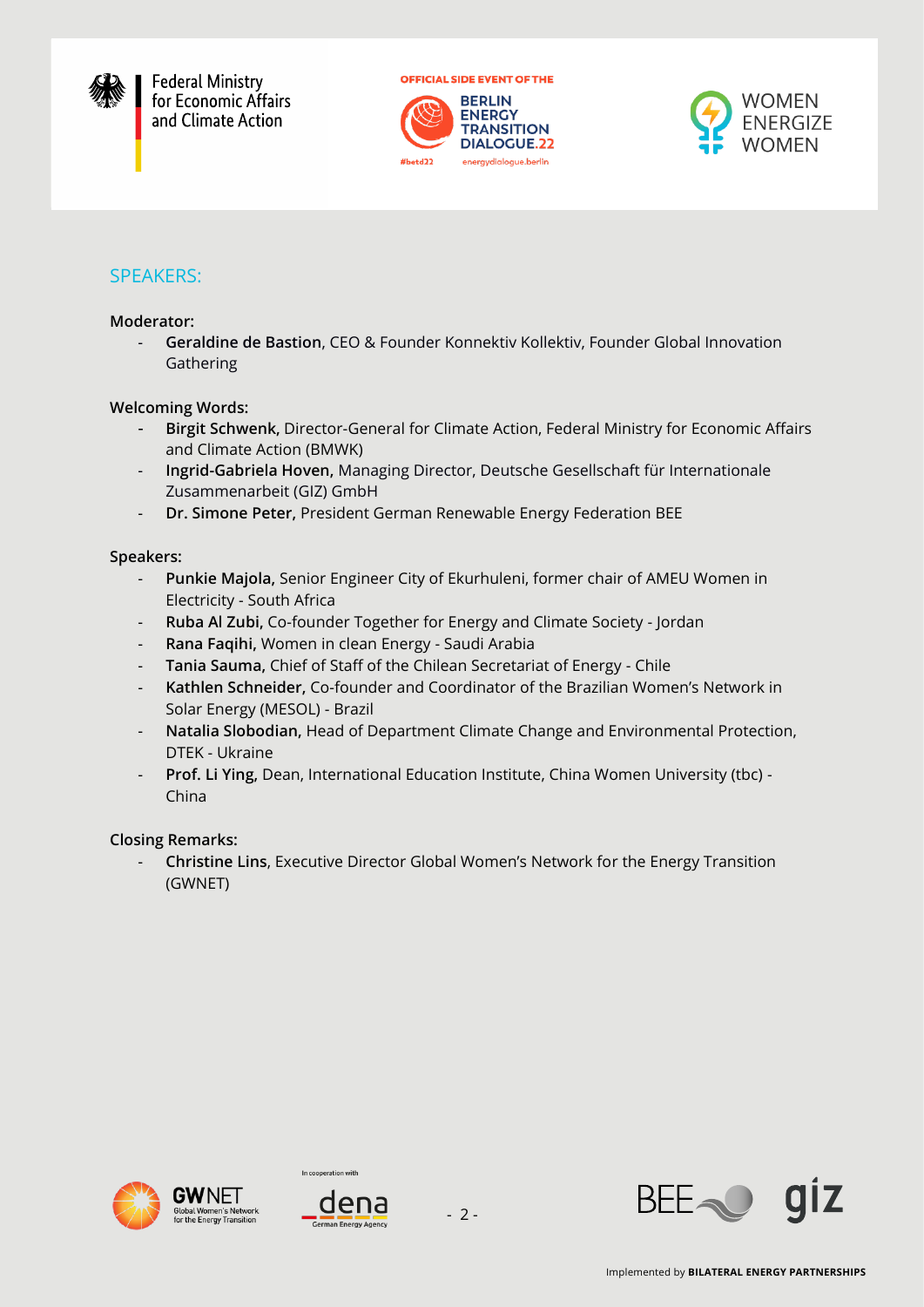## SPEAKERS:

**Moderator:**

- **Geraldine de Bastion**, CEO & Founder Konnektiv Kollektiv, Founder Global Innovation Gathering

**Welcoming Words:**

- **Birgit Schwenk,** Director-General for Climate Action, Federal Ministry for Economic Affairs and Climate Action (BMWK)
- **Ingrid-Gabriela Hoven,** Managing Director, Deutsche Gesellschaft für Internationale Zusammenarbeit (GIZ) GmbH
- **Dr. Simone Peter,** President German Renewable Energy Federation BEE

**Speakers:**

- **Punkie Majola,** Senior Engineer City of Ekurhuleni, former chair of AMEU Women in Electricity - South Africa
- **Ruba Al Zubi,** Co-founder Together for Energy and Climate Society - Jordan
- **Rana Faqihi,** Women in clean Energy - Saudi Arabia
- **Tania Sauma,** Chief of Staff of the Chilean Secretariat of Energy - Chile
- **Kathlen Schneider,** Co-founder and Coordinator of the Brazilian Women's Network in Solar Energy (MESOL) - Brazil
- **Natalia Slobodian,** Head of Department Climate Change and Environmental Protection, DTEK - Ukraine
- **Prof. Li Ying,** Dean, International Education Institute, China Women University (tbc) - China

**Closing Remarks:**

- **Christine Lins**, Executive Director Global Women's Network for the Energy Transition (GWNET)

Implemented by **BILATERAL ENERGY PARTNERSHIPS**